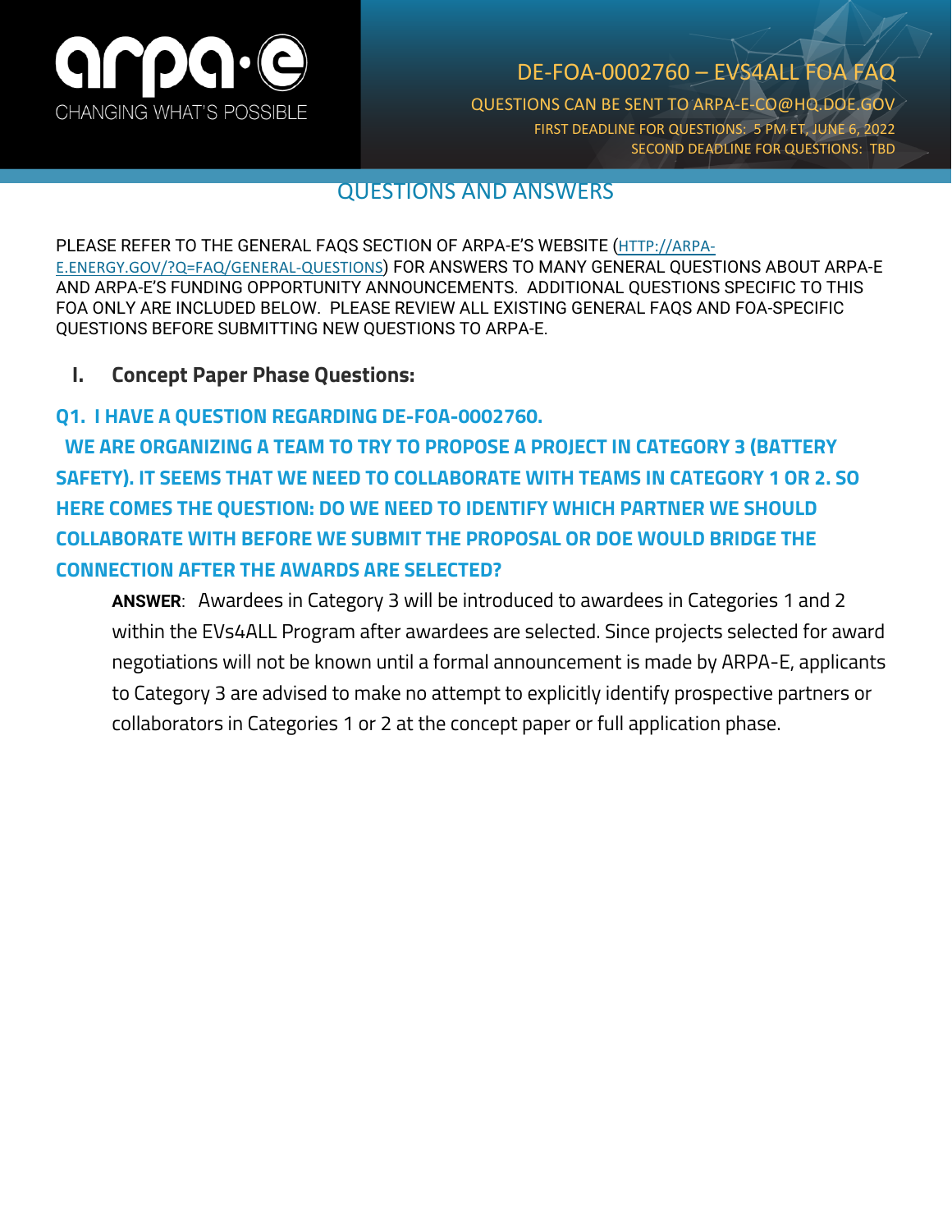# DE-FOA-0002760 – EVS4ALL FOA FAQ

QUESTIONS CAN BE SENT TO ARPA-E-CO@HQ.DOE.GOV

FIRST DEADLINE FOR QUESTIONS: 5 PM ET, JUNE 6, 2022

SECOND DEADLINE FOR QUESTIONS: TBD

## QUESTIONS AND ANSWERS

PLEASE REFER TO THE GENERAL FAQS SECTION OF ARPA-E'S WEBSITE (HTTP://ARPA-E.ENERGY.GOV/?Q=FAQ/GENERAL-QUESTIONS) FOR ANSWERS TO MANY GENERAL QUESTIONS ABOUT ARPA-E AND ARPA-E'S FUNDING OPPORTUNITY ANNOUNCEMENTS. ADDITIONAL QUESTIONS SPECIFIC TO THIS FOA ONLY ARE INCLUDED BELOW. PLEASE REVIEW ALL EXISTING GENERAL FAQS AND FOA-SPECIFIC QUESTIONS BEFORE SUBMITTING NEW QUESTIONS TO ARPA-E.

## I. Concept Paper Phase Questions:

### Q1. I HAVE A QUESTION REGARDING DE-FOA-0002760. WE ARE ORGANIZING A TEAM TO TRY TO PROPOSE A PROJECT IN CATEGORY 3 (BATTERY SAFETY). IT SEEMS THAT WE NEED TO COLLABORATE WITH TEAMS IN CATEGORY 1 OR 2. SO HERE COMES THE QUESTION: DO WE NEED TO IDENTIFY WHICH PARTNER WE SHOULD COLLABORATE WITH BEFORE WE SUBMIT THE PROPOSAL OR DOE WOULD BRIDGE THE CONNECTION AFTER THE AWARDS ARE SELECTED?

**ANSWER**: Awardees in Category 3 will be introduced to awardees in Categories 1 and 2 within the EVs4ALL Program after awardees are selected. Since projects selected for award negotiations will not be known until a formal announcement is made by ARPA-E, applicants to Category 3 are advised to make no attempt to explicitly identify prospective partners or collaborators in Categories 1 or 2 at the concept paper or full application phase.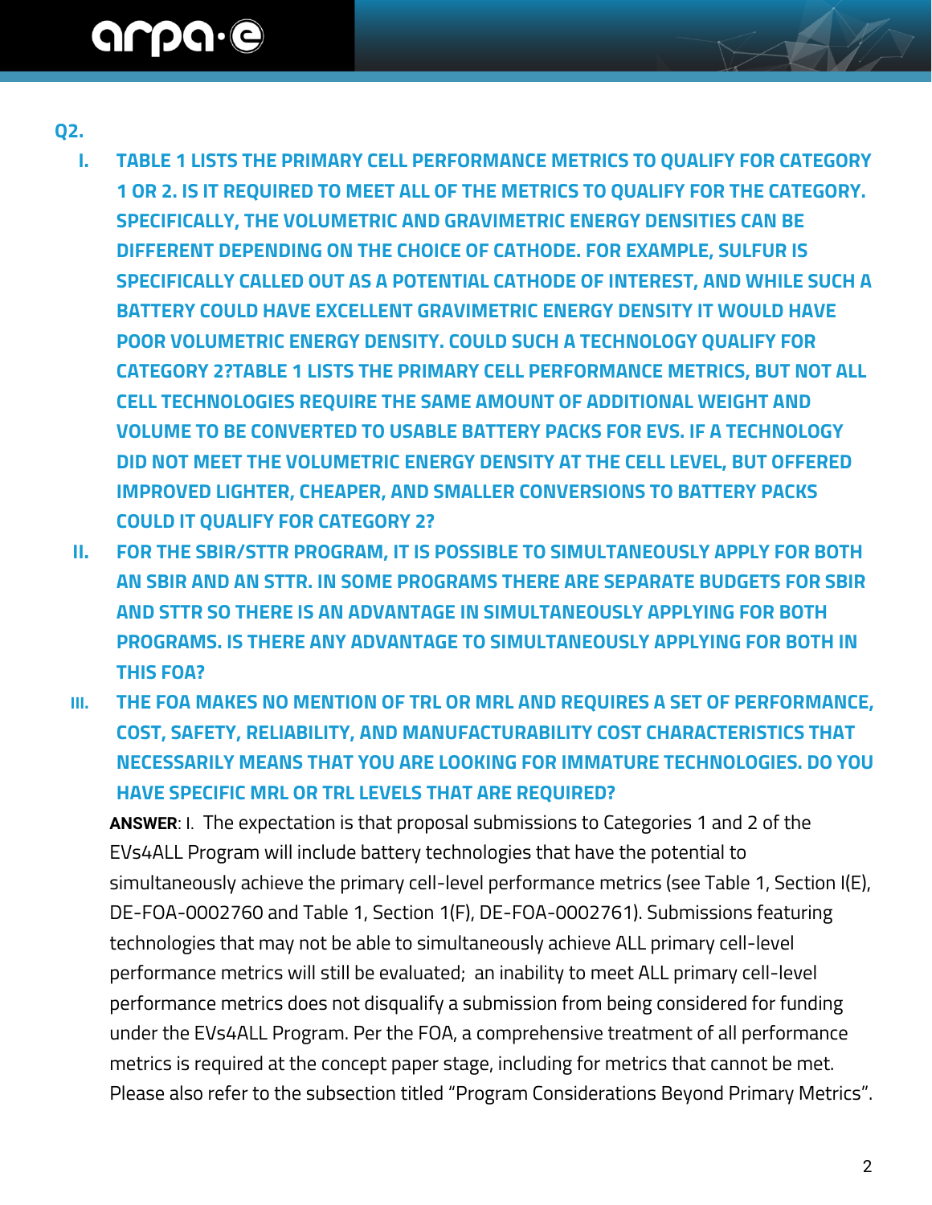**Q2.**

I. **TABLE 1 LISTS THE PRIMARY CELL PERFORMANCE METRICS TO QUALIFY FOR CATEGORY 1 OR 2. IS IT REQUIRED TO MEET ALL OF THE METRICS TO QUALIFY FOR THE CATEGORY. SPECIFICALLY, THE VOLUMETRIC AND GRAVIMETRIC ENERGY DENSITIES CAN BE DIFFERENT DEPENDING ON THE CHOICE OF CATHODE. FOR EXAMPLE, SULFUR IS SPECIFICALLY CALLED OUT AS A POTENTIAL CATHODE OF INTEREST, AND WHILE SUCH A BATTERY COULD HAVE EXCELLENT GRAVIMETRIC ENERGY DENSITY IT WOULD HAVE POOR VOLUMETRIC ENERGY DENSITY. COULD SUCH A TECHNOLOGY QUALIFY FOR CATEGORY 2?TABLE 1 LISTS THE PRIMARY CELL PERFORMANCE METRICS, BUT NOT ALL CELL TECHNOLOGIES REQUIRE THE SAME AMOUNT OF ADDITIONAL WEIGHT AND VOLUME TO BE CONVERTED TO USABLE BATTERY PACKS FOR EVS. IF A TECHNOLOGY DID NOT MEET THE VOLUMETRIC ENERGY DENSITY AT THE CELL LEVEL, BUT OFFERED IMPROVED LIGHTER, CHEAPER, AND SMALLER CONVERSIONS TO BATTERY PACKS COULD IT QUALIFY FOR CATEGORY 2?**

II. **FOR THE SBIR/STTR PROGRAM, IT IS POSSIBLE TO SIMULTANEOUSLY APPLY FOR BOTH AN SBIR AND AN STTR. IN SOME PROGRAMS THERE ARE SEPARATE BUDGETS FOR SBIR AND STTR SO THERE IS AN ADVANTAGE IN SIMULTANEOUSLY APPLYING FOR BOTH PROGRAMS. IS THERE ANY ADVANTAGE TO SIMULTANEOUSLY APPLYING FOR BOTH IN THIS FOA?**

III. **THE FOA MAKES NO MENTION OF TRL OR MRL AND REQUIRES A SET OF PERFORMANCE, COST, SAFETY, RELIABILITY, AND MANUFACTURABILITY COST CHARACTERISTICS THAT NECESSARILY MEANS THAT YOU ARE LOOKING FOR IMMATURE TECHNOLOGIES. DO YOU HAVE SPECIFIC MRL OR TRL LEVELS THAT ARE REQUIRED?**

**ANSWER**: I. The expectation is that proposal submissions to Categories 1 and 2 of the EVs4ALL Program will include battery technologies that have the potential to simultaneously achieve the primary cell-level performance metrics (see Table 1, Section I(E), DE-FOA-0002760 and Table 1, Section 1(F), DE-FOA-0002761). Submissions featuring technologies that may not be able to simultaneously achieve ALL primary cell-level performance metrics will still be evaluated; an inability to meet ALL primary cell-level performance metrics does not disqualify a submission from being considered for funding under the EVs4ALL Program. Per the FOA, a comprehensive treatment of all performance metrics is required at the concept paper stage, including for metrics that cannot be met. Please also refer to the subsection titled "Program Considerations Beyond Primary Metrics".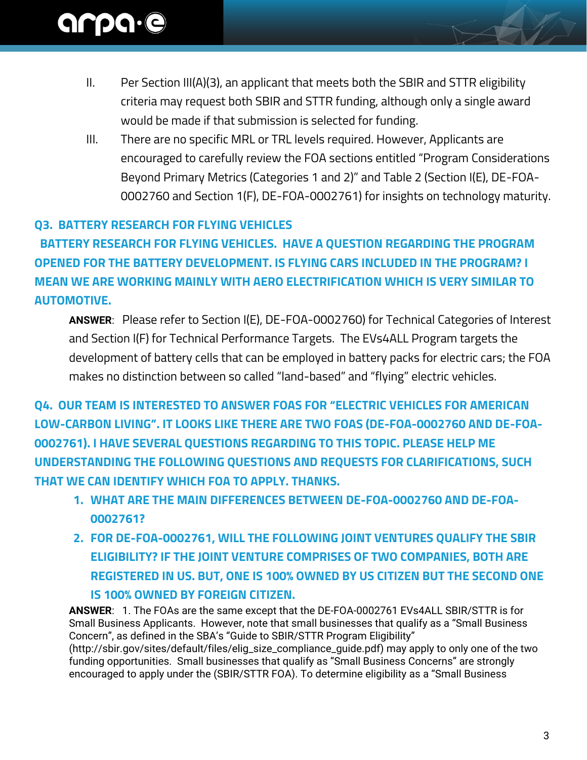II. Per Section III(A)(3), an applicant that meets both the SBIR and STTR eligibility criteria may request both SBIR and STTR funding, although only a single award would be made if that submission is selected for funding.

III. There are no specific MRL or TRL levels required. However, Applicants are encouraged to carefully review the FOA sections entitled "Program Considerations Beyond Primary Metrics (Categories 1 and 2)" and Table 2 (Section I(E), DE-FOA-0002760 and Section 1(F), DE-FOA-0002761) for insights on technology maturity.

### Q3. BATTERY RESEARCH FOR FLYING VEHICLES

**BATTERY RESEARCH FOR FLYING VEHICLES. HAVE A QUESTION REGARDING THE PROGRAM OPENED FOR THE BATTERY DEVELOPMENT. IS FLYING CARS INCLUDED IN THE PROGRAM? I MEAN WE ARE WORKING MAINLY WITH AERO ELECTRIFICATION WHICH IS VERY SIMILAR TO AUTOMOTIVE.**

**ANSWER**: Please refer to Section I(E), DE-FOA-0002760) for Technical Categories of Interest and Section I(F) for Technical Performance Targets. The EVs4ALL Program targets the development of battery cells that can be employed in battery packs for electric cars; the FOA makes no distinction between so called "land-based" and "flying" electric vehicles.

### Q4. OUR TEAM IS INTERESTED TO ANSWER FOAS FOR "ELECTRIC VEHICLES FOR AMERICAN LOW-CARBON LIVING". IT LOOKS LIKE THERE ARE TWO FOAS (DE-FOA-0002760 AND DE-FOA-0002761). I HAVE SEVERAL QUESTIONS REGARDING TO THIS TOPIC. PLEASE HELP ME UNDERSTANDING THE FOLLOWING QUESTIONS AND REQUESTS FOR CLARIFICATIONS, SUCH THAT WE CAN IDENTIFY WHICH FOA TO APPLY. THANKS.

1. **WHAT ARE THE MAIN DIFFERENCES BETWEEN DE-FOA-0002760 AND DE-FOA-0002761?**
2. **FOR DE-FOA-0002761, WILL THE FOLLOWING JOINT VENTURES QUALIFY THE SBIR ELIGIBILITY? IF THE JOINT VENTURE COMPRISES OF TWO COMPANIES, BOTH ARE REGISTERED IN US. BUT, ONE IS 100% OWNED BY US CITIZEN BUT THE SECOND ONE IS 100% OWNED BY FOREIGN CITIZEN.**

**ANSWER**: 1. The FOAs are the same except that the DE-FOA-0002761 EVs4ALL SBIR/STTR is for Small Business Applicants. However, note that small businesses that qualify as a "Small Business Concern", as defined in the SBA's "Guide to SBIR/STTR Program Eligibility" (http://sbir.gov/sites/default/files/elig_size_compliance_guide.pdf) may apply to only one of the two funding opportunities. Small businesses that qualify as "Small Business Concerns" are strongly encouraged to apply under the (SBIR/STTR FOA). To determine eligibility as a "Small Business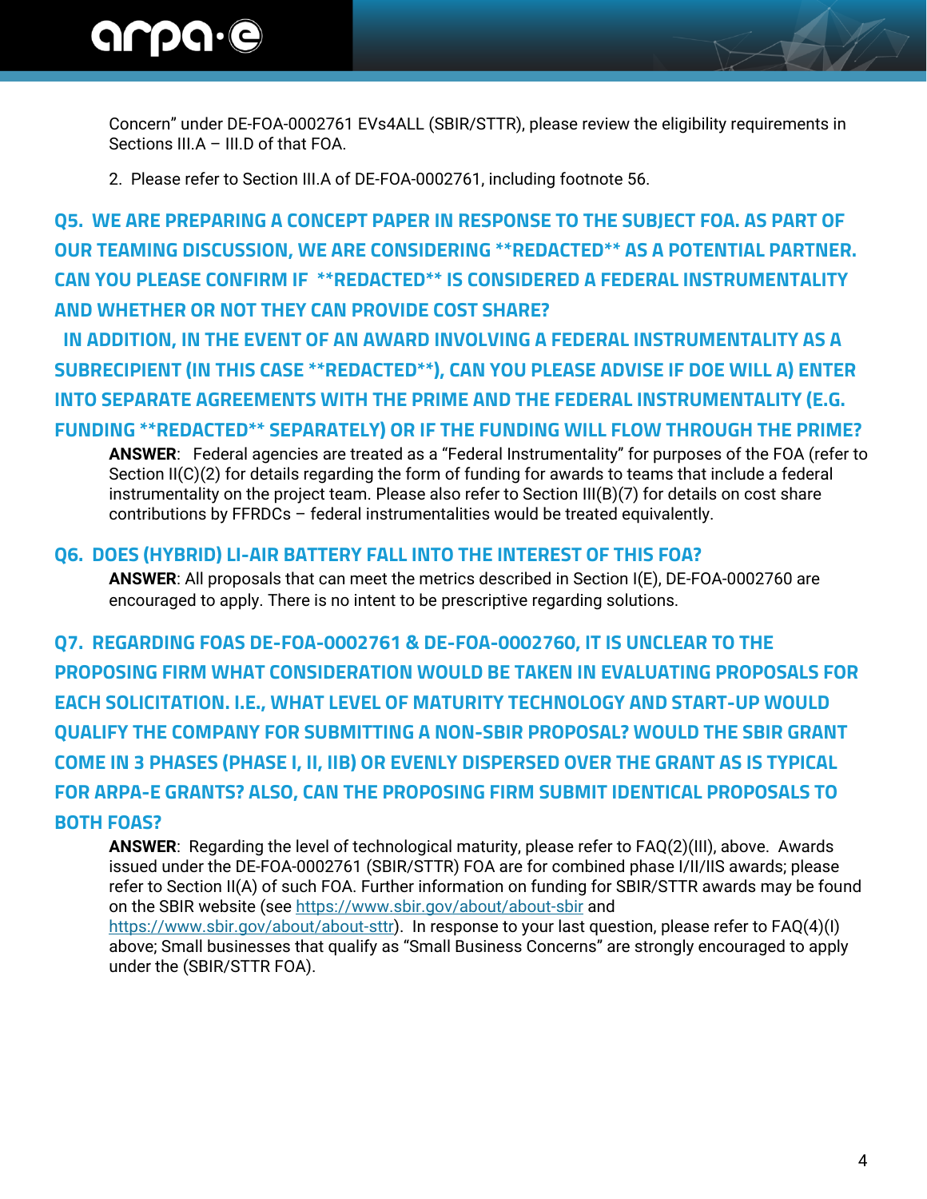Concern" under DE-FOA-0002761 EVs4ALL (SBIR/STTR), please review the eligibility requirements in Sections III.A – III.D of that FOA.

2. Please refer to Section III.A of DE-FOA-0002761, including footnote 56.

## Q5. WE ARE PREPARING A CONCEPT PAPER IN RESPONSE TO THE SUBJECT FOA. AS PART OF OUR TEAMING DISCUSSION, WE ARE CONSIDERING **REDACTED** AS A POTENTIAL PARTNER. CAN YOU PLEASE CONFIRM IF **REDACTED** IS CONSIDERED A FEDERAL INSTRUMENTALITY AND WHETHER OR NOT THEY CAN PROVIDE COST SHARE? IN ADDITION, IN THE EVENT OF AN AWARD INVOLVING A FEDERAL INSTRUMENTALITY AS A SUBRECIPIENT (IN THIS CASE **REDACTED**), CAN YOU PLEASE ADVISE IF DOE WILL A) ENTER INTO SEPARATE AGREEMENTS WITH THE PRIME AND THE FEDERAL INSTRUMENTALITY (E.G. FUNDING **REDACTED** SEPARATELY) OR IF THE FUNDING WILL FLOW THROUGH THE PRIME?

**ANSWER**: Federal agencies are treated as a "Federal Instrumentality" for purposes of the FOA (refer to Section II(C)(2) for details regarding the form of funding for awards to teams that include a federal instrumentality on the project team. Please also refer to Section III(B)(7) for details on cost share contributions by FFRDCs – federal instrumentalities would be treated equivalently.

## Q6. DOES (HYBRID) LI-AIR BATTERY FALL INTO THE INTEREST OF THIS FOA?

**ANSWER**: All proposals that can meet the metrics described in Section I(E), DE-FOA-0002760 are encouraged to apply. There is no intent to be prescriptive regarding solutions.

## Q7. REGARDING FOAS DE-FOA-0002761 & DE-FOA-0002760, IT IS UNCLEAR TO THE PROPOSING FIRM WHAT CONSIDERATION WOULD BE TAKEN IN EVALUATING PROPOSALS FOR EACH SOLICITATION. I.E., WHAT LEVEL OF MATURITY TECHNOLOGY AND START-UP WOULD QUALIFY THE COMPANY FOR SUBMITTING A NON-SBIR PROPOSAL? WOULD THE SBIR GRANT COME IN 3 PHASES (PHASE I, II, IIB) OR EVENLY DISPERSED OVER THE GRANT AS IS TYPICAL FOR ARPA-E GRANTS? ALSO, CAN THE PROPOSING FIRM SUBMIT IDENTICAL PROPOSALS TO BOTH FOAS?

**ANSWER**: Regarding the level of technological maturity, please refer to FAQ(2)(III), above. Awards issued under the DE-FOA-0002761 (SBIR/STTR) FOA are for combined phase I/II/IIS awards; please refer to Section II(A) of such FOA. Further information on funding for SBIR/STTR awards may be found on the SBIR website (see https://www.sbir.gov/about/about-sbir and https://www.sbir.gov/about/about-sttr). In response to your last question, please refer to FAQ(4)(I) above; Small businesses that qualify as "Small Business Concerns" are strongly encouraged to apply under the (SBIR/STTR FOA).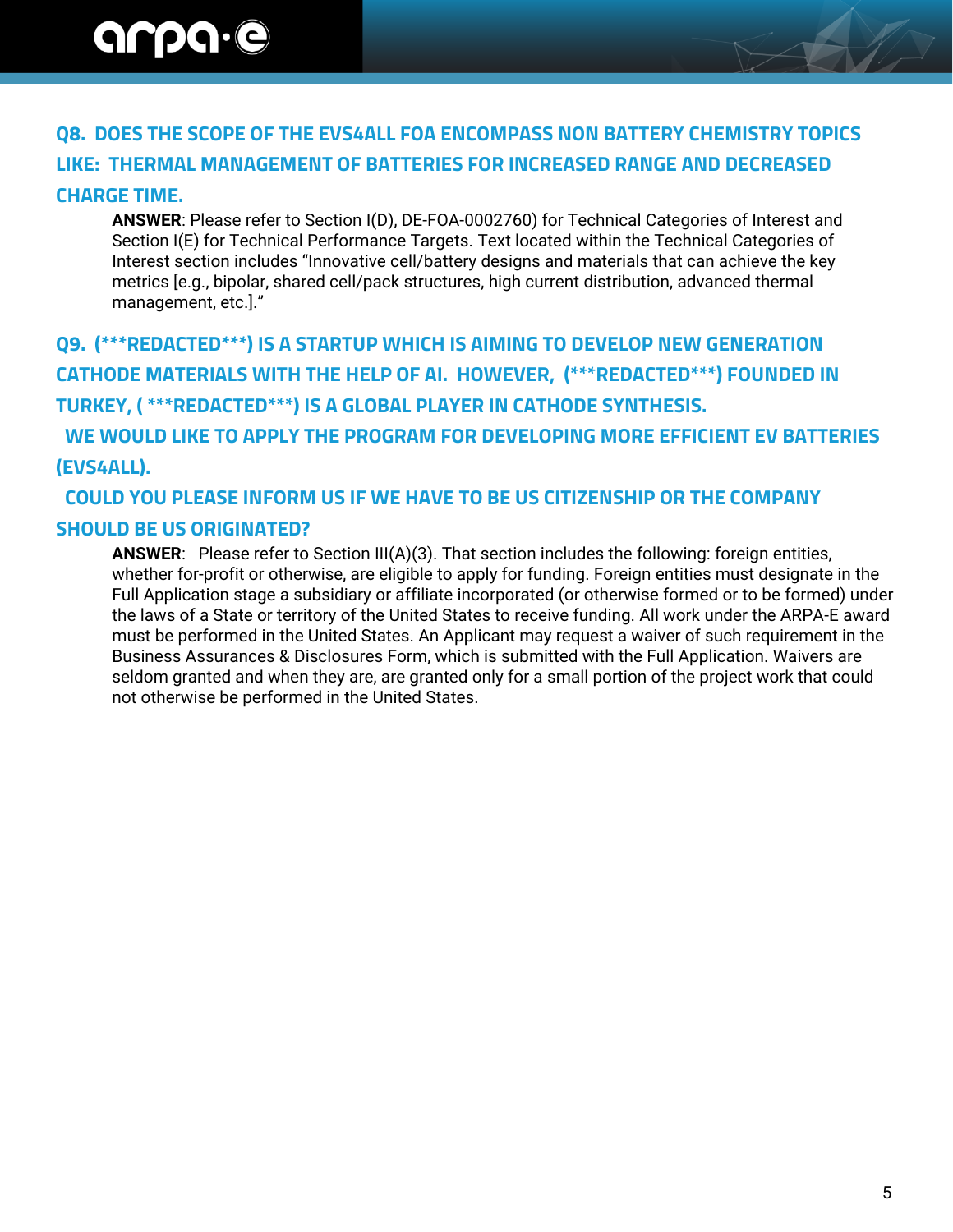## Q8. DOES THE SCOPE OF THE EVS4ALL FOA ENCOMPASS NON BATTERY CHEMISTRY TOPICS LIKE: THERMAL MANAGEMENT OF BATTERIES FOR INCREASED RANGE AND DECREASED CHARGE TIME.

**ANSWER**: Please refer to Section I(D), DE-FOA-0002760) for Technical Categories of Interest and Section I(E) for Technical Performance Targets. Text located within the Technical Categories of Interest section includes "Innovative cell/battery designs and materials that can achieve the key metrics [e.g., bipolar, shared cell/pack structures, high current distribution, advanced thermal management, etc.]."

## Q9. (***REDACTED***) IS A STARTUP WHICH IS AIMING TO DEVELOP NEW GENERATION CATHODE MATERIALS WITH THE HELP OF AI. HOWEVER, (***REDACTED***) FOUNDED IN TURKEY, ( ***REDACTED***) IS A GLOBAL PLAYER IN CATHODE SYNTHESIS.

## WE WOULD LIKE TO APPLY THE PROGRAM FOR DEVELOPING MORE EFFICIENT EV BATTERIES (EVS4ALL).

## COULD YOU PLEASE INFORM US IF WE HAVE TO BE US CITIZENSHIP OR THE COMPANY SHOULD BE US ORIGINATED?

**ANSWER**: Please refer to Section III(A)(3). That section includes the following: foreign entities, whether for-profit or otherwise, are eligible to apply for funding. Foreign entities must designate in the Full Application stage a subsidiary or affiliate incorporated (or otherwise formed or to be formed) under the laws of a State or territory of the United States to receive funding. All work under the ARPA-E award must be performed in the United States. An Applicant may request a waiver of such requirement in the Business Assurances & Disclosures Form, which is submitted with the Full Application. Waivers are seldom granted and when they are, are granted only for a small portion of the project work that could not otherwise be performed in the United States.